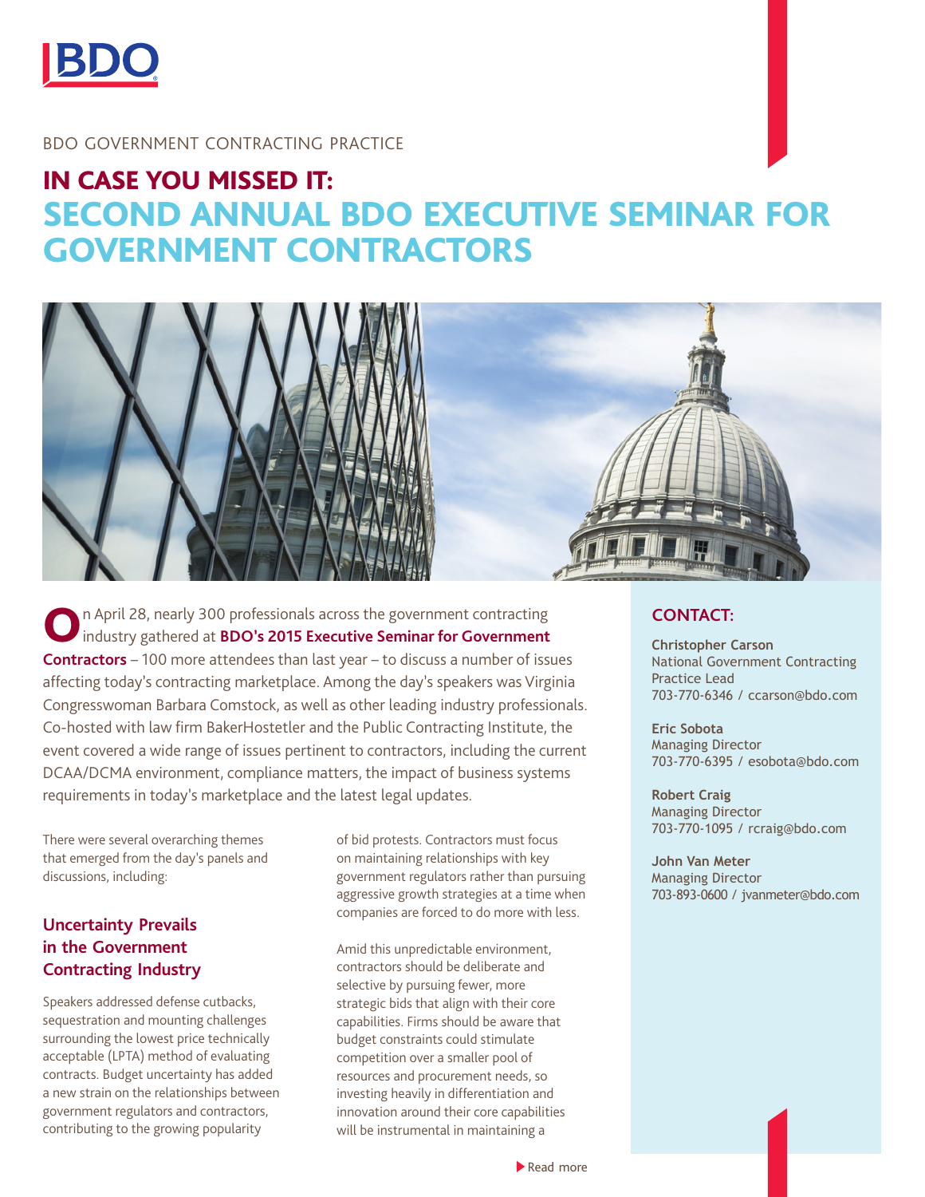BDO GOVERNMENT CONTRACTING PRACTICE

# IN CASE YOU MISSED IT: SECOND ANNUAL BDO EXECUTIVE SEMINAR FOR GOVERNMENT CONTRACTORS

On April 28, nearly 300 professionals across the government contracting industry gathered at **BDO's 2015 Executive Seminar for Government Contractors** – 100 more attendees than last year – to discuss a number of issues affecting today's contracting marketplace. Among the day's speakers was Virginia Congresswoman Barbara Comstock, as well as other leading industry professionals. Co-hosted with law firm BakerHostetler and the Public Contracting Institute, the event covered a wide range of issues pertinent to contractors, including the current DCAA/DCMA environment, compliance matters, the impact of business systems requirements in today's marketplace and the latest legal updates.

There were several overarching themes that emerged from the day's panels and discussions, including:

## Uncertainty Prevails in the Government Contracting Industry

Speakers addressed defense cutbacks, sequestration and mounting challenges surrounding the lowest price technically acceptable (LPTA) method of evaluating contracts. Budget uncertainty has added a new strain on the relationships between government regulators and contractors, contributing to the growing popularity of bid protests. Contractors must focus on maintaining relationships with key government regulators rather than pursuing aggressive growth strategies at a time when companies are forced to do more with less.

Amid this unpredictable environment, contractors should be deliberate and selective by pursuing fewer, more strategic bids that align with their core capabilities. Firms should be aware that budget constraints could stimulate competition over a smaller pool of resources and procurement needs, so investing heavily in differentiation and innovation around their core capabilities will be instrumental in maintaining a

Read more

## CONTACT:

**Christopher Carson**
National Government Contracting Practice Lead
703-770-6346 / ccarson@bdo.com

**Eric Sobota**
Managing Director
703-770-6395 / esobota@bdo.com

**Robert Craig**
Managing Director
703-770-1095 / rcraig@bdo.com

**John Van Meter**
Managing Director
703-893-0600 / jvanmeter@bdo.com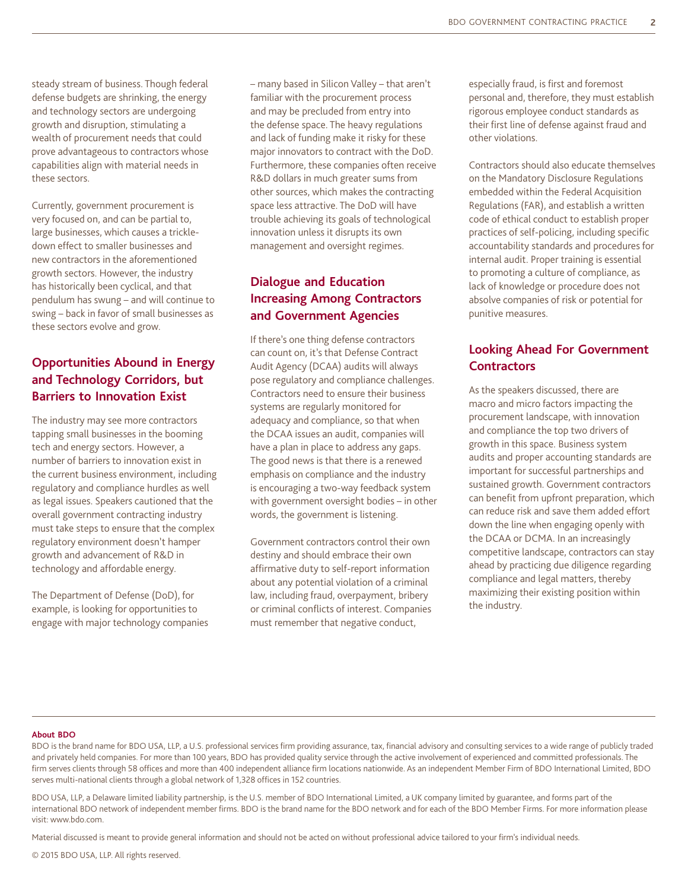steady stream of business. Though federal defense budgets are shrinking, the energy and technology sectors are undergoing growth and disruption, stimulating a wealth of procurement needs that could prove advantageous to contractors whose capabilities align with material needs in these sectors.

Currently, government procurement is very focused on, and can be partial to, large businesses, which causes a trickle-down effect to smaller businesses and new contractors in the aforementioned growth sectors. However, the industry has historically been cyclical, and that pendulum has swung – and will continue to swing – back in favor of small businesses as these sectors evolve and grow.

## Opportunities Abound in Energy and Technology Corridors, but Barriers to Innovation Exist

The industry may see more contractors tapping small businesses in the booming tech and energy sectors. However, a number of barriers to innovation exist in the current business environment, including regulatory and compliance hurdles as well as legal issues. Speakers cautioned that the overall government contracting industry must take steps to ensure that the complex regulatory environment doesn't hamper growth and advancement of R&D in technology and affordable energy.

The Department of Defense (DoD), for example, is looking for opportunities to engage with major technology companies – many based in Silicon Valley – that aren't familiar with the procurement process and may be precluded from entry into the defense space. The heavy regulations and lack of funding make it risky for these major innovators to contract with the DoD. Furthermore, these companies often receive R&D dollars in much greater sums from other sources, which makes the contracting space less attractive. The DoD will have trouble achieving its goals of technological innovation unless it disrupts its own management and oversight regimes.

## Dialogue and Education Increasing Among Contractors and Government Agencies

If there's one thing defense contractors can count on, it's that Defense Contract Audit Agency (DCAA) audits will always pose regulatory and compliance challenges. Contractors need to ensure their business systems are regularly monitored for adequacy and compliance, so that when the DCAA issues an audit, companies will have a plan in place to address any gaps. The good news is that there is a renewed emphasis on compliance and the industry is encouraging a two-way feedback system with government oversight bodies – in other words, the government is listening.

Government contractors control their own destiny and should embrace their own affirmative duty to self-report information about any potential violation of a criminal law, including fraud, overpayment, bribery or criminal conflicts of interest. Companies must remember that negative conduct, especially fraud, is first and foremost personal and, therefore, they must establish rigorous employee conduct standards as their first line of defense against fraud and other violations.

Contractors should also educate themselves on the Mandatory Disclosure Regulations embedded within the Federal Acquisition Regulations (FAR), and establish a written code of ethical conduct to establish proper practices of self-policing, including specific accountability standards and procedures for internal audit. Proper training is essential to promoting a culture of compliance, as lack of knowledge or procedure does not absolve companies of risk or potential for punitive measures.

## Looking Ahead For Government Contractors

As the speakers discussed, there are macro and micro factors impacting the procurement landscape, with innovation and compliance the top two drivers of growth in this space. Business system audits and proper accounting standards are important for successful partnerships and sustained growth. Government contractors can benefit from upfront preparation, which can reduce risk and save them added effort down the line when engaging openly with the DCAA or DCMA. In an increasingly competitive landscape, contractors can stay ahead by practicing due diligence regarding compliance and legal matters, thereby maximizing their existing position within the industry.

**About BDO**

BDO is the brand name for BDO USA, LLP, a U.S. professional services firm providing assurance, tax, financial advisory and consulting services to a wide range of publicly traded and privately held companies. For more than 100 years, BDO has provided quality service through the active involvement of experienced and committed professionals. The firm serves clients through 58 offices and more than 400 independent alliance firm locations nationwide. As an independent Member Firm of BDO International Limited, BDO serves multi-national clients through a global network of 1,328 offices in 152 countries.

BDO USA, LLP, a Delaware limited liability partnership, is the U.S. member of BDO International Limited, a UK company limited by guarantee, and forms part of the international BDO network of independent member firms. BDO is the brand name for the BDO network and for each of the BDO Member Firms. For more information please visit: www.bdo.com.

Material discussed is meant to provide general information and should not be acted on without professional advice tailored to your firm's individual needs.

© 2015 BDO USA, LLP. All rights reserved.